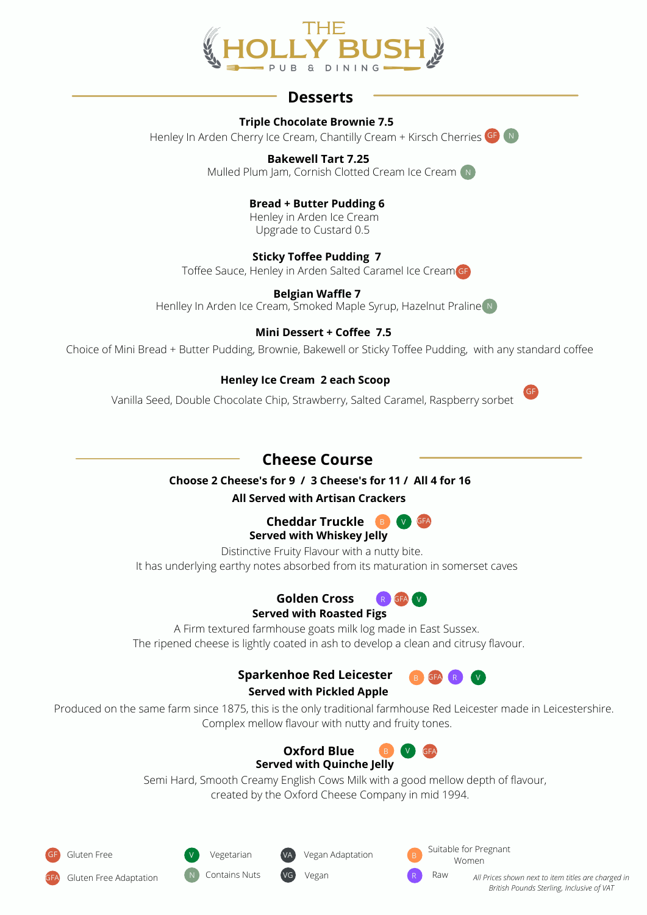# THE HOLLY BUSH

PUB & DINING

## Desserts

**Triple Chocolate Brownie 7.5**
Henley In Arden Cherry Ice Cream, Chantilly Cream + Kirsch Cherries GF N

**Bakewell Tart 7.25**
Mulled Plum Jam, Cornish Clotted Cream Ice Cream N

**Bread + Butter Pudding 6**
Henley in Arden Ice Cream
Upgrade to Custard 0.5

**Sticky Toffee Pudding 7**
Toffee Sauce, Henley in Arden Salted Caramel Ice Cream GF

**Belgian Waffle 7**
Henlley In Arden Ice Cream, Smoked Maple Syrup, Hazelnut Praline N

**Mini Dessert + Coffee 7.5**
Choice of Mini Bread + Butter Pudding, Brownie, Bakewell or Sticky Toffee Pudding, with any standard coffee

**Henley Ice Cream 2 each Scoop**
Vanilla Seed, Double Chocolate Chip, Strawberry, Salted Caramel, Raspberry sorbet GF

## Cheese Course

**Choose 2 Cheese's for 9 / 3 Cheese's for 11 / All 4 for 16**

**All Served with Artisan Crackers**

**Cheddar Truckle** B V GFA
**Served with Whiskey Jelly**
Distinctive Fruity Flavour with a nutty bite.
It has underlying earthy notes absorbed from its maturation in somerset caves

**Golden Cross** R GFA V
**Served with Roasted Figs**
A Firm textured farmhouse goats milk log made in East Sussex.
The ripened cheese is lightly coated in ash to develop a clean and citrusy flavour.

**Sparkenhoe Red Leicester** B GFA R V
**Served with Pickled Apple**
Produced on the same farm since 1875, this is the only traditional farmhouse Red Leicester made in Leicestershire.
Complex mellow flavour with nutty and fruity tones.

**Oxford Blue** B V GFA
**Served with Quinche Jelly**
Semi Hard, Smooth Creamy English Cows Milk with a good mellow depth of flavour,
created by the Oxford Cheese Company in mid 1994.

GF Gluten Free
GFA Gluten Free Adaptation
V Vegetarian
N Contains Nuts
VA Vegan Adaptation
VG Vegan
B Suitable for Pregnant Women
R Raw

*All Prices shown next to item titles are charged in British Pounds Sterling, Inclusive of VAT*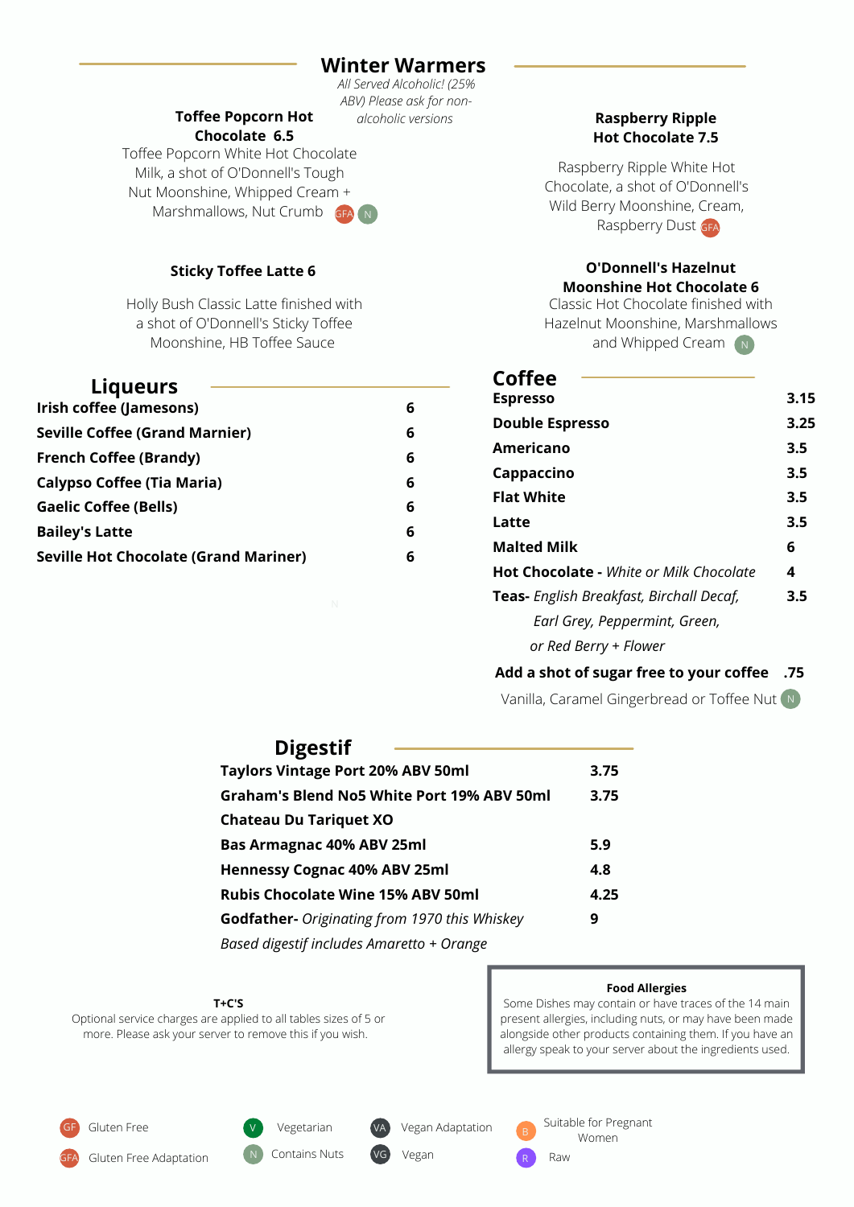## Winter Warmers

*All Served Alcoholic! (25% ABV) Please ask for non-alcoholic versions*

**Toffee Popcorn Hot Chocolate 6.5**

Toffee Popcorn White Hot Chocolate Milk, a shot of O'Donnell's Tough Nut Moonshine, Whipped Cream + Marshmallows, Nut Crumb GFA N

**Raspberry Ripple Hot Chocolate 7.5**

Raspberry Ripple White Hot Chocolate, a shot of O'Donnell's Wild Berry Moonshine, Cream, Raspberry Dust GFA

**Sticky Toffee Latte 6**

Holly Bush Classic Latte finished with a shot of O'Donnell's Sticky Toffee Moonshine, HB Toffee Sauce

**O'Donnell's Hazelnut Moonshine Hot Chocolate 6**

Classic Hot Chocolate finished with Hazelnut Moonshine, Marshmallows and Whipped Cream N

## Liqueurs

| | |
|---|---|
| **Irish coffee (Jamesons)** | **6** |
| **Seville Coffee (Grand Marnier)** | **6** |
| **French Coffee (Brandy)** | **6** |
| **Calypso Coffee (Tia Maria)** | **6** |
| **Gaelic Coffee (Bells)** | **6** |
| **Bailey's Latte** | **6** |
| **Seville Hot Chocolate (Grand Mariner)** | **6** |

## Coffee

| | |
|---|---|
| **Espresso** | **3.15** |
| **Double Espresso** | **3.25** |
| **Americano** | **3.5** |
| **Cappaccino** | **3.5** |
| **Flat White** | **3.5** |
| **Latte** | **3.5** |
| **Malted Milk** | **6** |
| **Hot Chocolate -** *White or Milk Chocolate* | **4** |
| **Teas-** *English Breakfast, Birchall Decaf, Earl Grey, Peppermint, Green, or Red Berry + Flower* | **3.5** |
| **Add a shot of sugar free to your coffee** | **.75** |

Vanilla, Caramel Gingerbread or Toffee Nut N

## Digestif

| | |
|---|---|
| **Taylors Vintage Port 20% ABV 50ml** | **3.75** |
| **Graham's Blend No5 White Port 19% ABV 50ml** | **3.75** |
| **Chateau Du Tariquet XO** | |
| **Bas Armagnac 40% ABV 25ml** | **5.9** |
| **Hennessy Cognac 40% ABV 25ml** | **4.8** |
| **Rubis Chocolate Wine 15% ABV 50ml** | **4.25** |
| **Godfather-** *Originating from 1970 this Whiskey Based digestif includes Amaretto + Orange* | **9** |

**T+C'S**

Optional service charges are applied to all tables sizes of 5 or more. Please ask your server to remove this if you wish.

**Food Allergies**

Some Dishes may contain or have traces of the 14 main present allergies, including nuts, or may have been made alongside other products containing them. If you have an allergy speak to your server about the ingredients used.

GF Gluten Free
GFA Gluten Free Adaptation
V Vegetarian
N Contains Nuts
VA Vegan Adaptation
VG Vegan
B Suitable for Pregnant Women
R Raw